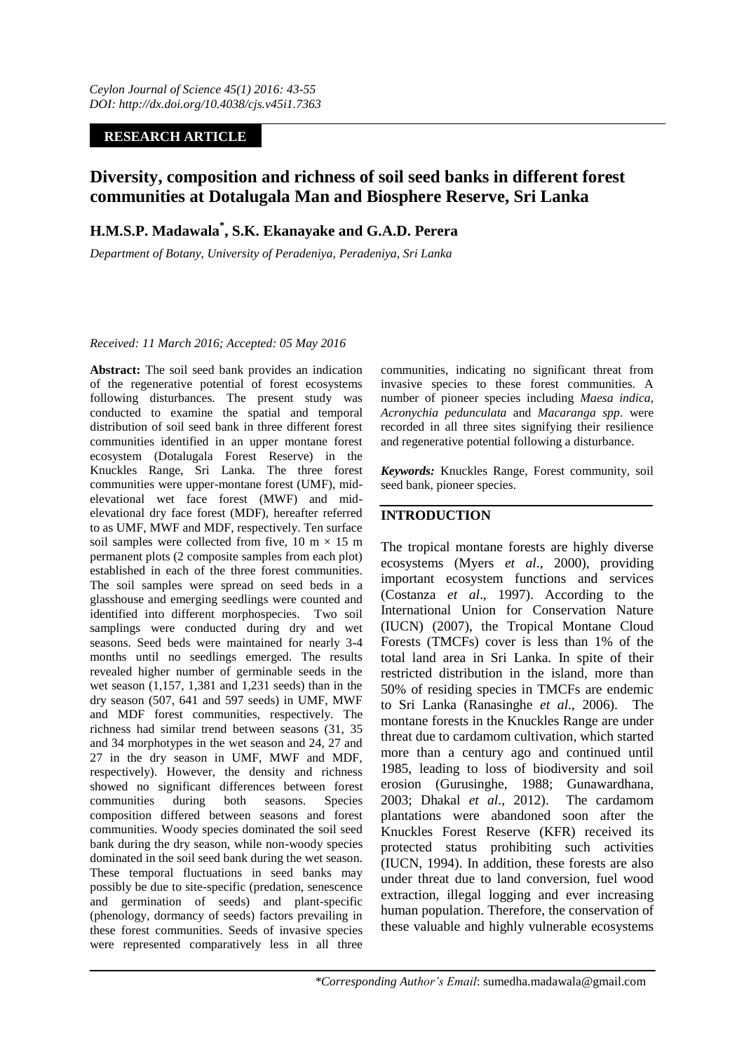Ceylon Journal of Science 45(1) 2016: 43-55
DOI: http://dx.doi.org/10.4038/cjs.v45i1.7363

**RESEARCH ARTICLE**

# Diversity, composition and richness of soil seed banks in different forest communities at Dotalugala Man and Biosphere Reserve, Sri Lanka

**H.M.S.P. Madawala[\*], S.K. Ekanayake and G.A.D. Perera**

*Department of Botany, University of Peradeniya, Peradeniya, Sri Lanka*

*Received: 11 March 2016; Accepted: 05 May 2016*

**Abstract:** The soil seed bank provides an indication of the regenerative potential of forest ecosystems following disturbances. The present study was conducted to examine the spatial and temporal distribution of soil seed bank in three different forest communities identified in an upper montane forest ecosystem (Dotalugala Forest Reserve) in the Knuckles Range, Sri Lanka. The three forest communities were upper-montane forest (UMF), mid-elevational wet face forest (MWF) and mid-elevational dry face forest (MDF), hereafter referred to as UMF, MWF and MDF, respectively. Ten surface soil samples were collected from five, 10 m × 15 m permanent plots (2 composite samples from each plot) established in each of the three forest communities. The soil samples were spread on seed beds in a glasshouse and emerging seedlings were counted and identified into different morphospecies. Two soil samplings were conducted during dry and wet seasons. Seed beds were maintained for nearly 3-4 months until no seedlings emerged. The results revealed higher number of germinable seeds in the wet season (1,157, 1,381 and 1,231 seeds) than in the dry season (507, 641 and 597 seeds) in UMF, MWF and MDF forest communities, respectively. The richness had similar trend between seasons (31, 35 and 34 morphotypes in the wet season and 24, 27 and 27 in the dry season in UMF, MWF and MDF, respectively). However, the density and richness showed no significant differences between forest communities during both seasons. Species composition differed between seasons and forest communities. Woody species dominated the soil seed bank during the dry season, while non-woody species dominated in the soil seed bank during the wet season. These temporal fluctuations in seed banks may possibly be due to site-specific (predation, senescence and germination of seeds) and plant-specific (phenology, dormancy of seeds) factors prevailing in these forest communities. Seeds of invasive species were represented comparatively less in all three communities, indicating no significant threat from invasive species to these forest communities. A number of pioneer species including *Maesa indica, Acronychia pedunculata* and *Macaranga spp*. were recorded in all three sites signifying their resilience and regenerative potential following a disturbance.

***Keywords:*** Knuckles Range, Forest community, soil seed bank, pioneer species.

## INTRODUCTION

The tropical montane forests are highly diverse ecosystems (Myers *et al*., 2000), providing important ecosystem functions and services (Costanza *et al*., 1997). According to the International Union for Conservation Nature (IUCN) (2007), the Tropical Montane Cloud Forests (TMCFs) cover is less than 1% of the total land area in Sri Lanka. In spite of their restricted distribution in the island, more than 50% of residing species in TMCFs are endemic to Sri Lanka (Ranasinghe *et al*., 2006). The montane forests in the Knuckles Range are under threat due to cardamom cultivation, which started more than a century ago and continued until 1985, leading to loss of biodiversity and soil erosion (Gurusinghe, 1988; Gunawardhana, 2003; Dhakal *et al*., 2012). The cardamom plantations were abandoned soon after the Knuckles Forest Reserve (KFR) received its protected status prohibiting such activities (IUCN, 1994). In addition, these forests are also under threat due to land conversion, fuel wood extraction, illegal logging and ever increasing human population. Therefore, the conservation of these valuable and highly vulnerable ecosystems

*\*Corresponding Author's Email*: sumedha.madawala@gmail.com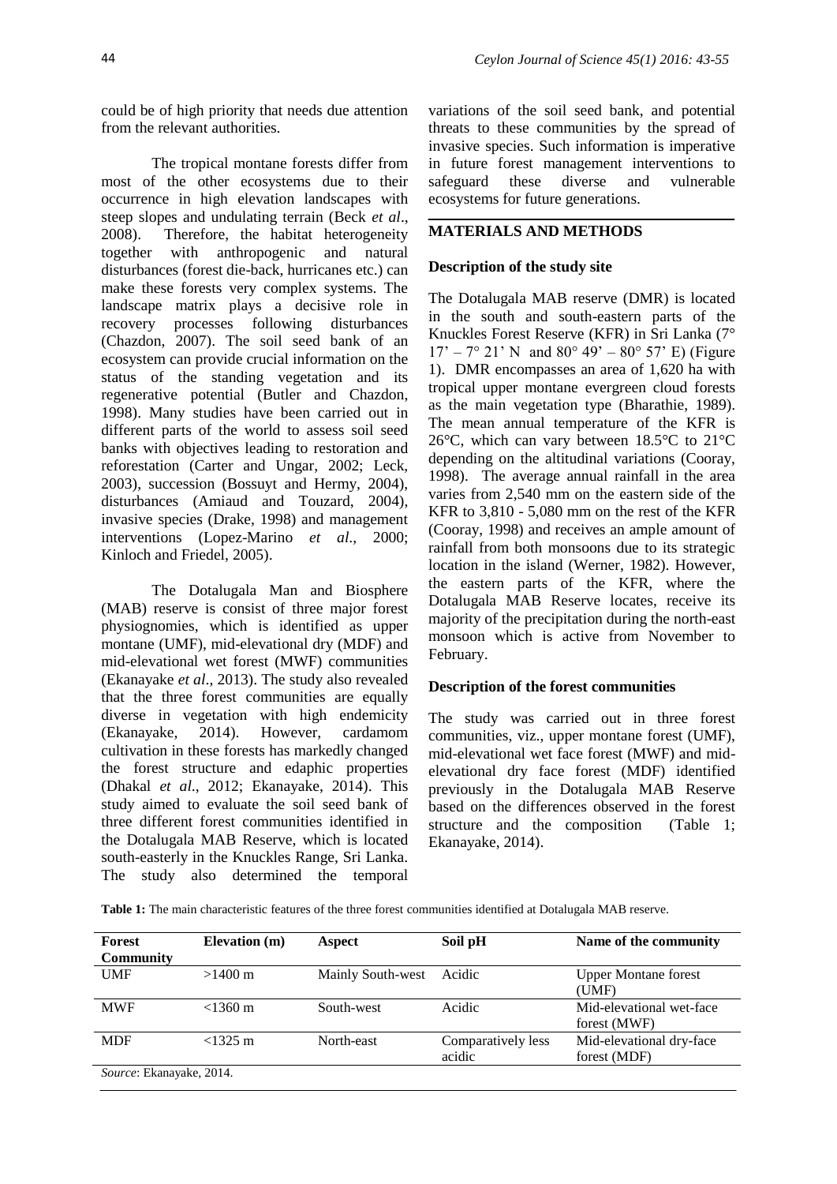could be of high priority that needs due attention from the relevant authorities.

The tropical montane forests differ from most of the other ecosystems due to their occurrence in high elevation landscapes with steep slopes and undulating terrain (Beck *et al*., 2008). Therefore, the habitat heterogeneity together with anthropogenic and natural disturbances (forest die-back, hurricanes etc.) can make these forests very complex systems. The landscape matrix plays a decisive role in recovery processes following disturbances (Chazdon, 2007). The soil seed bank of an ecosystem can provide crucial information on the status of the standing vegetation and its regenerative potential (Butler and Chazdon, 1998). Many studies have been carried out in different parts of the world to assess soil seed banks with objectives leading to restoration and reforestation (Carter and Ungar, 2002; Leck, 2003), succession (Bossuyt and Hermy, 2004), disturbances (Amiaud and Touzard, 2004), invasive species (Drake, 1998) and management interventions (Lopez-Marino *et al*., 2000; Kinloch and Friedel, 2005).

The Dotalugala Man and Biosphere (MAB) reserve is consist of three major forest physiognomies, which is identified as upper montane (UMF), mid-elevational dry (MDF) and mid-elevational wet forest (MWF) communities (Ekanayake *et al*., 2013). The study also revealed that the three forest communities are equally diverse in vegetation with high endemicity (Ekanayake, 2014). However, cardamom cultivation in these forests has markedly changed the forest structure and edaphic properties (Dhakal *et al*., 2012; Ekanayake, 2014). This study aimed to evaluate the soil seed bank of three different forest communities identified in the Dotalugala MAB Reserve, which is located south-easterly in the Knuckles Range, Sri Lanka. The study also determined the temporal variations of the soil seed bank, and potential threats to these communities by the spread of invasive species. Such information is imperative in future forest management interventions to safeguard these diverse and vulnerable ecosystems for future generations.

## MATERIALS AND METHODS

### Description of the study site

The Dotalugala MAB reserve (DMR) is located in the south and south-eastern parts of the Knuckles Forest Reserve (KFR) in Sri Lanka (7° 17' – 7° 21' N and 80° 49' – 80° 57' E) (Figure 1). DMR encompasses an area of 1,620 ha with tropical upper montane evergreen cloud forests as the main vegetation type (Bharathie, 1989). The mean annual temperature of the KFR is 26°C, which can vary between 18.5°C to 21°C depending on the altitudinal variations (Cooray, 1998). The average annual rainfall in the area varies from 2,540 mm on the eastern side of the KFR to 3,810 - 5,080 mm on the rest of the KFR (Cooray, 1998) and receives an ample amount of rainfall from both monsoons due to its strategic location in the island (Werner, 1982). However, the eastern parts of the KFR, where the Dotalugala MAB Reserve locates, receive its majority of the precipitation during the north-east monsoon which is active from November to February.

### Description of the forest communities

The study was carried out in three forest communities, viz., upper montane forest (UMF), mid-elevational wet face forest (MWF) and mid-elevational dry face forest (MDF) identified previously in the Dotalugala MAB Reserve based on the differences observed in the forest structure and the composition (Table 1; Ekanayake, 2014).

**Table 1:** The main characteristic features of the three forest communities identified at Dotalugala MAB reserve.

| Forest Community | Elevation (m) | Aspect | Soil pH | Name of the community |
|---|---|---|---|---|
| UMF | >1400 m | Mainly South-west | Acidic | Upper Montane forest (UMF) |
| MWF | <1360 m | South-west | Acidic | Mid-elevational wet-face forest (MWF) |
| MDF | <1325 m | North-east | Comparatively less acidic | Mid-elevational dry-face forest (MDF) |

*Source*: Ekanayake, 2014.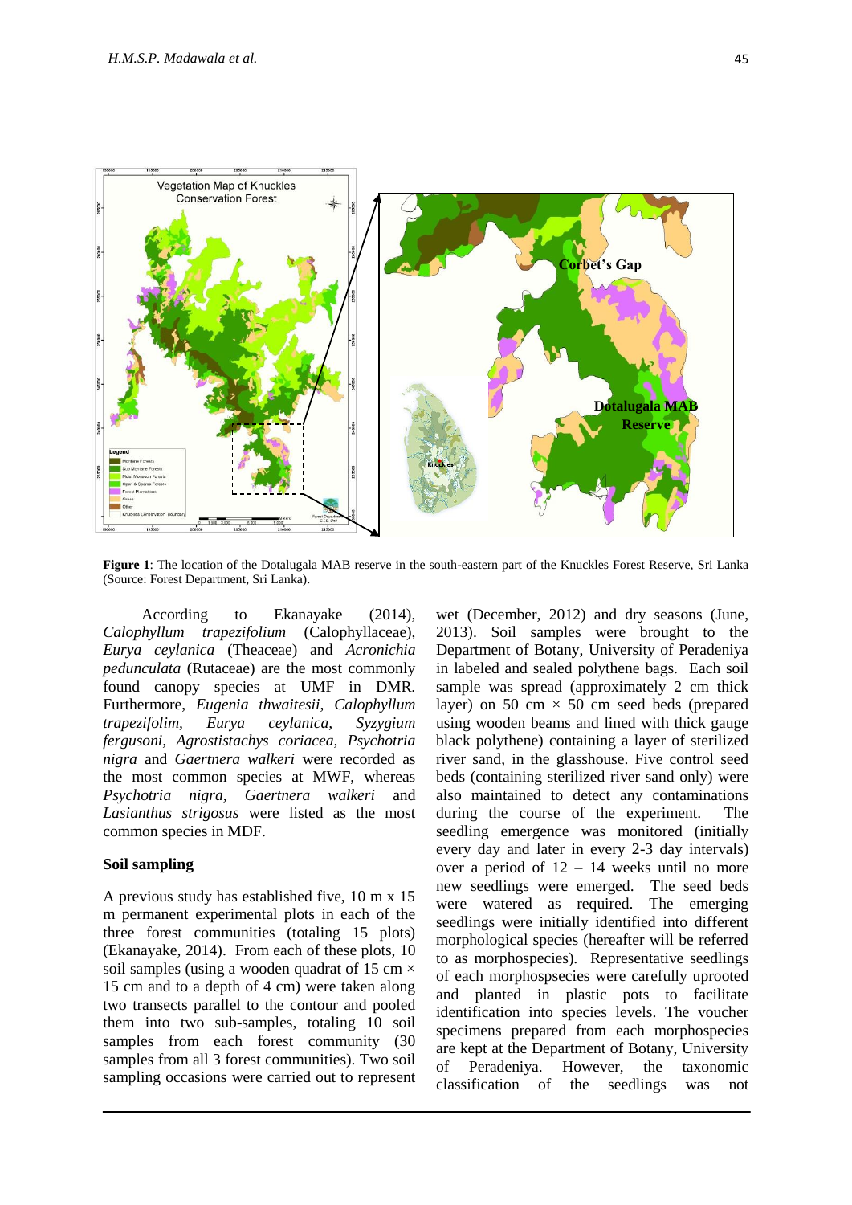**Figure 1**: The location of the Dotalugala MAB reserve in the south-eastern part of the Knuckles Forest Reserve, Sri Lanka (Source: Forest Department, Sri Lanka).

According to Ekanayake (2014), *Calophyllum trapezifolium* (Calophyllaceae), *Eurya ceylanica* (Theaceae) and *Acronichia pedunculata* (Rutaceae) are the most commonly found canopy species at UMF in DMR. Furthermore, *Eugenia thwaitesii*, *Calophyllum trapezifolim*, *Eurya ceylanica*, *Syzygium fergusoni*, *Agrostistachys coriacea*, *Psychotria nigra* and *Gaertnera walkeri* were recorded as the most common species at MWF, whereas *Psychotria nigra*, *Gaertnera walkeri* and *Lasianthus strigosus* were listed as the most common species in MDF.

## Soil sampling

A previous study has established five, 10 m x 15 m permanent experimental plots in each of the three forest communities (totaling 15 plots) (Ekanayake, 2014). From each of these plots, 10 soil samples (using a wooden quadrat of 15 cm × 15 cm and to a depth of 4 cm) were taken along two transects parallel to the contour and pooled them into two sub-samples, totaling 10 soil samples from each forest community (30 samples from all 3 forest communities). Two soil sampling occasions were carried out to represent wet (December, 2012) and dry seasons (June, 2013). Soil samples were brought to the Department of Botany, University of Peradeniya in labeled and sealed polythene bags. Each soil sample was spread (approximately 2 cm thick layer) on 50 cm × 50 cm seed beds (prepared using wooden beams and lined with thick gauge black polythene) containing a layer of sterilized river sand, in the glasshouse. Five control seed beds (containing sterilized river sand only) were also maintained to detect any contaminations during the course of the experiment. The seedling emergence was monitored (initially every day and later in every 2-3 day intervals) over a period of 12 – 14 weeks until no more new seedlings were emerged. The seed beds were watered as required. The emerging seedlings were initially identified into different morphological species (hereafter will be referred to as morphospecies). Representative seedlings of each morphospsecies were carefully uprooted and planted in plastic pots to facilitate identification into species levels. The voucher specimens prepared from each morphospecies are kept at the Department of Botany, University of Peradeniya. However, the taxonomic classification of the seedlings was not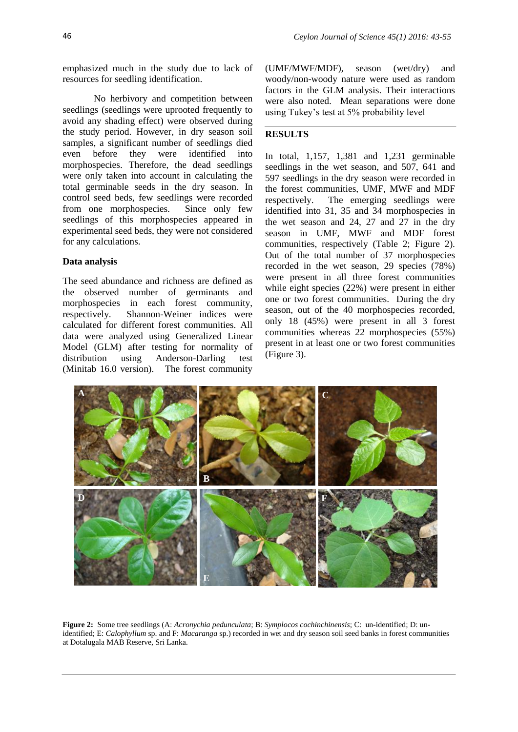emphasized much in the study due to lack of resources for seedling identification.

No herbivory and competition between seedlings (seedlings were uprooted frequently to avoid any shading effect) were observed during the study period. However, in dry season soil samples, a significant number of seedlings died even before they were identified into morphospecies. Therefore, the dead seedlings were only taken into account in calculating the total germinable seeds in the dry season. In control seed beds, few seedlings were recorded from one morphospecies. Since only few seedlings of this morphospecies appeared in experimental seed beds, they were not considered for any calculations.

### Data analysis

The seed abundance and richness are defined as the observed number of germinants and morphospecies in each forest community, respectively. Shannon-Weiner indices were calculated for different forest communities. All data were analyzed using Generalized Linear Model (GLM) after testing for normality of distribution using Anderson-Darling test (Minitab 16.0 version). The forest community (UMF/MWF/MDF), season (wet/dry) and woody/non-woody nature were used as random factors in the GLM analysis. Their interactions were also noted. Mean separations were done using Tukey's test at 5% probability level

## RESULTS

In total, 1,157, 1,381 and 1,231 germinable seedlings in the wet season, and 507, 641 and 597 seedlings in the dry season were recorded in the forest communities, UMF, MWF and MDF respectively. The emerging seedlings were identified into 31, 35 and 34 morphospecies in the wet season and 24, 27 and 27 in the dry season in UMF, MWF and MDF forest communities, respectively (Table 2; Figure 2). Out of the total number of 37 morphospecies recorded in the wet season, 29 species (78%) were present in all three forest communities while eight species (22%) were present in either one or two forest communities. During the dry season, out of the 40 morphospecies recorded, only 18 (45%) were present in all 3 forest communities whereas 22 morphospecies (55%) present in at least one or two forest communities (Figure 3).

**Figure 2:** Some tree seedlings (A: *Acronychia pedunculata*; B: *Symplocos cochinchinensis*; C: un-identified; D: un-identified; E: *Calophyllum* sp. and F: *Macaranga* sp.) recorded in wet and dry season soil seed banks in forest communities at Dotalugala MAB Reserve, Sri Lanka.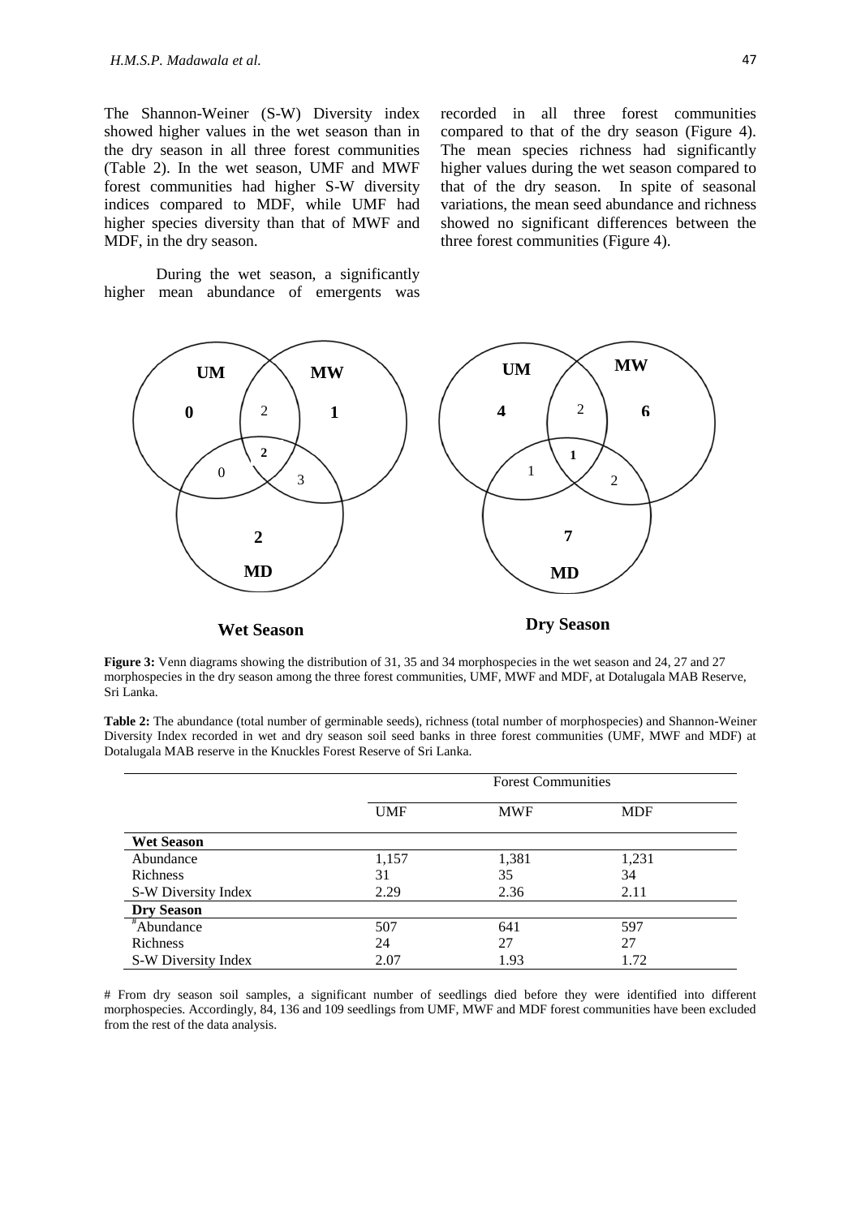The Shannon-Weiner (S-W) Diversity index showed higher values in the wet season than in the dry season in all three forest communities (Table 2). In the wet season, UMF and MWF forest communities had higher S-W diversity indices compared to MDF, while UMF had higher species diversity than that of MWF and MDF, in the dry season.

During the wet season, a significantly higher mean abundance of emergents was recorded in all three forest communities compared to that of the dry season (Figure 4). The mean species richness had significantly higher values during the wet season compared to that of the dry season. In spite of seasonal variations, the mean seed abundance and richness showed no significant differences between the three forest communities (Figure 4).

**Wet Season** — UM only: **0**; MW only: **1**; MD only: **2**; UM∩MW: 2; UM∩MD: 0; MW∩MD: 3; UM∩MW∩MD: **2**

**Dry Season** — UM only: **4**; MW only: **6**; MD only: **7**; UM∩MW: 2; UM∩MD: 1; MW∩MD: 2; UM∩MW∩MD: **1**

**Figure 3:** Venn diagrams showing the distribution of 31, 35 and 34 morphospecies in the wet season and 24, 27 and 27 morphospecies in the dry season among the three forest communities, UMF, MWF and MDF, at Dotalugala MAB Reserve, Sri Lanka.

**Table 2:** The abundance (total number of germinable seeds), richness (total number of morphospecies) and Shannon-Weiner Diversity Index recorded in wet and dry season soil seed banks in three forest communities (UMF, MWF and MDF) at Dotalugala MAB reserve in the Knuckles Forest Reserve of Sri Lanka.

| | Forest Communities | | |
|---|---|---|---|
| | UMF | MWF | MDF |
| **Wet Season** | | | |
| Abundance | 1,157 | 1,381 | 1,231 |
| Richness | 31 | 35 | 34 |
| S-W Diversity Index | 2.29 | 2.36 | 2.11 |
| **Dry Season** | | | |
| #Abundance | 507 | 641 | 597 |
| Richness | 24 | 27 | 27 |
| S-W Diversity Index | 2.07 | 1.93 | 1.72 |

# From dry season soil samples, a significant number of seedlings died before they were identified into different morphospecies. Accordingly, 84, 136 and 109 seedlings from UMF, MWF and MDF forest communities have been excluded from the rest of the data analysis.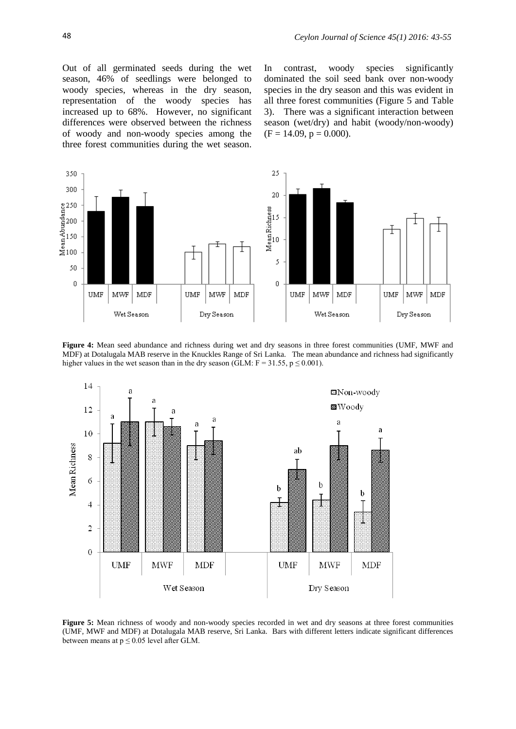Out of all germinated seeds during the wet season, 46% of seedlings were belonged to woody species, whereas in the dry season, representation of the woody species has increased up to 68%. However, no significant differences were observed between the richness of woody and non-woody species among the three forest communities during the wet season. In contrast, woody species significantly dominated the soil seed bank over non-woody species in the dry season and this was evident in all three forest communities (Figure 5 and Table 3). There was a significant interaction between season (wet/dry) and habit (woody/non-woody) ($F = 14.09$, $p = 0.000$).

**Figure 4:** Mean seed abundance and richness during wet and dry seasons in three forest communities (UMF, MWF and MDF) at Dotalugala MAB reserve in the Knuckles Range of Sri Lanka. The mean abundance and richness had significantly higher values in the wet season than in the dry season (GLM: $F = 31.55$, $p \leq 0.001$).

**Figure 5:** Mean richness of woody and non-woody species recorded in wet and dry seasons at three forest communities (UMF, MWF and MDF) at Dotalugala MAB reserve, Sri Lanka. Bars with different letters indicate significant differences between means at $p \leq 0.05$ level after GLM.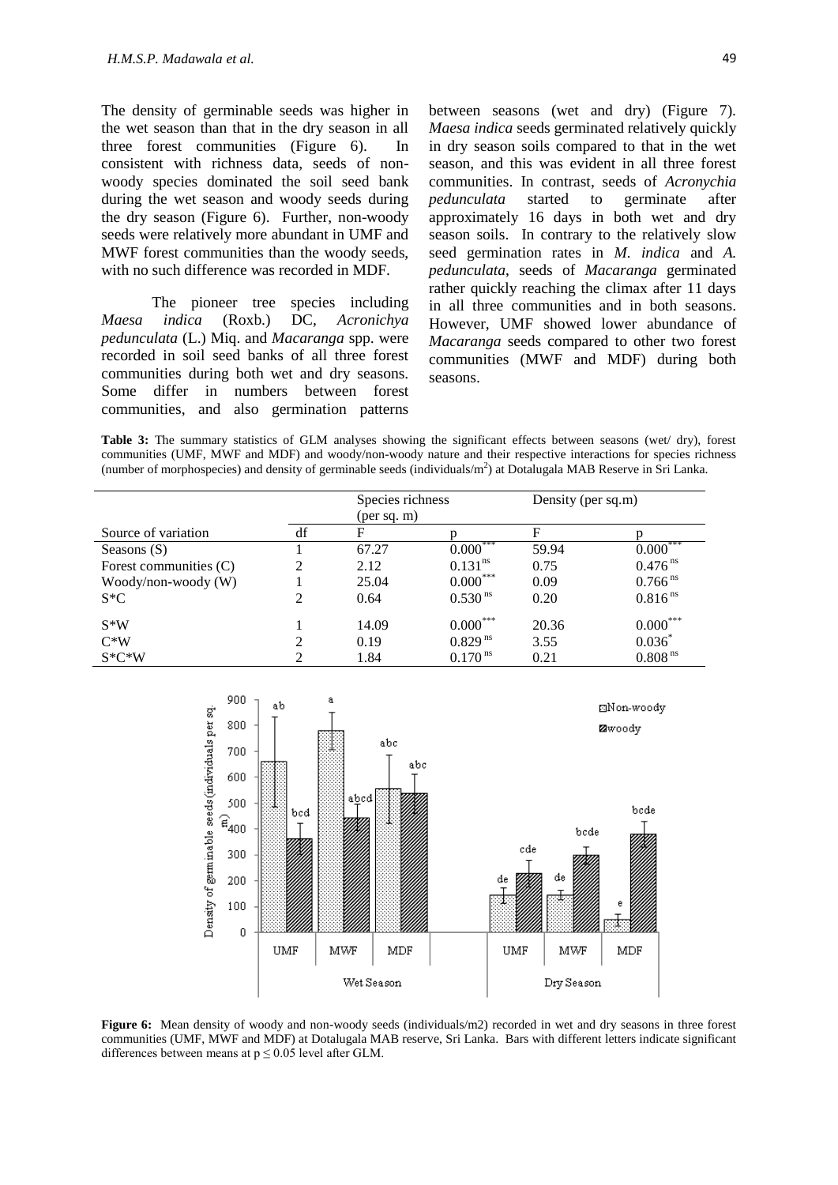The density of germinable seeds was higher in the wet season than that in the dry season in all three forest communities (Figure 6). In consistent with richness data, seeds of non-woody species dominated the soil seed bank during the wet season and woody seeds during the dry season (Figure 6). Further, non-woody seeds were relatively more abundant in UMF and MWF forest communities than the woody seeds, with no such difference was recorded in MDF.

The pioneer tree species including *Maesa indica* (Roxb.) DC, *Acronichya pedunculata* (L.) Miq. and *Macaranga* spp. were recorded in soil seed banks of all three forest communities during both wet and dry seasons. Some differ in numbers between forest communities, and also germination patterns between seasons (wet and dry) (Figure 7). *Maesa indica* seeds germinated relatively quickly in dry season soils compared to that in the wet season, and this was evident in all three forest communities. In contrast, seeds of *Acronychia pedunculata* started to germinate after approximately 16 days in both wet and dry season soils. In contrary to the relatively slow seed germination rates in *M. indica* and *A. pedunculata*, seeds of *Macaranga* germinated rather quickly reaching the climax after 11 days in all three communities and in both seasons. However, UMF showed lower abundance of *Macaranga* seeds compared to other two forest communities (MWF and MDF) during both seasons.

**Table 3:** The summary statistics of GLM analyses showing the significant effects between seasons (wet/ dry), forest communities (UMF, MWF and MDF) and woody/non-woody nature and their respective interactions for species richness (number of morphospecies) and density of germinable seeds (individuals/m$^2$) at Dotalugala MAB Reserve in Sri Lanka.

| | | Species richness (per sq. m) | | Density (per sq.m) | |
|---|---|---|---|---|---|
| Source of variation | df | F | p | F | p |
| Seasons (S) | 1 | 67.27 | $0.000^{***}$ | 59.94 | $0.000^{***}$ |
| Forest communities (C) | 2 | 2.12 | $0.131^{ns}$ | 0.75 | $0.476^{ns}$ |
| Woody/non-woody (W) | 1 | 25.04 | $0.000^{***}$ | 0.09 | $0.766^{ns}$ |
| S*C | 2 | 0.64 | $0.530^{ns}$ | 0.20 | $0.816^{ns}$ |
| S*W | 1 | 14.09 | $0.000^{***}$ | 20.36 | $0.000^{***}$ |
| C*W | 2 | 0.19 | $0.829^{ns}$ | 3.55 | $0.036^{*}$ |
| S*C*W | 2 | 1.84 | $0.170^{ns}$ | 0.21 | $0.808^{ns}$ |

**Figure 6:** Mean density of woody and non-woody seeds (individuals/m2) recorded in wet and dry seasons in three forest communities (UMF, MWF and MDF) at Dotalugala MAB reserve, Sri Lanka. Bars with different letters indicate significant differences between means at $p \leq 0.05$ level after GLM.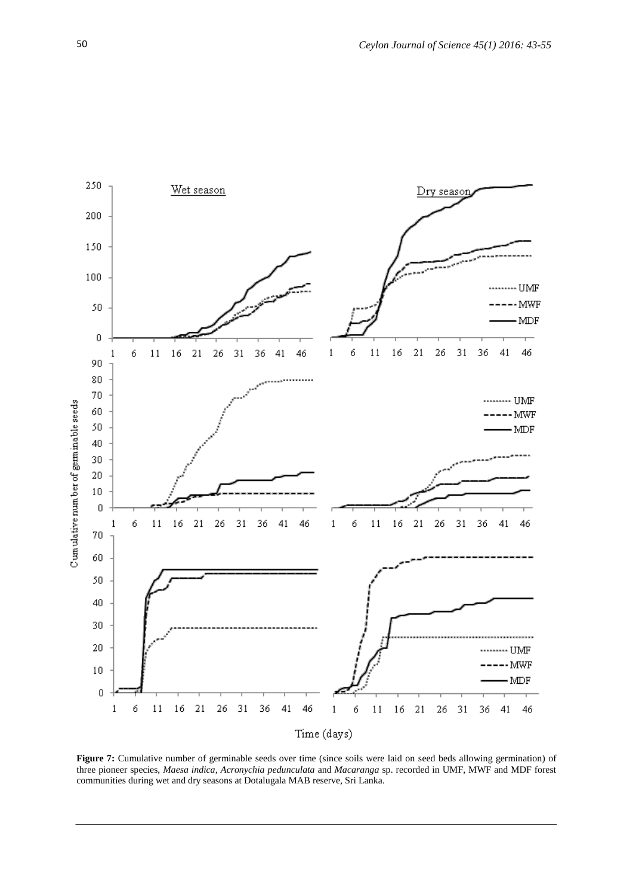**Figure 7:** Cumulative number of germinable seeds over time (since soils were laid on seed beds allowing germination) of three pioneer species, *Maesa indica*, *Acronychia pedunculata* and *Macaranga* sp. recorded in UMF, MWF and MDF forest communities during wet and dry seasons at Dotalugala MAB reserve, Sri Lanka.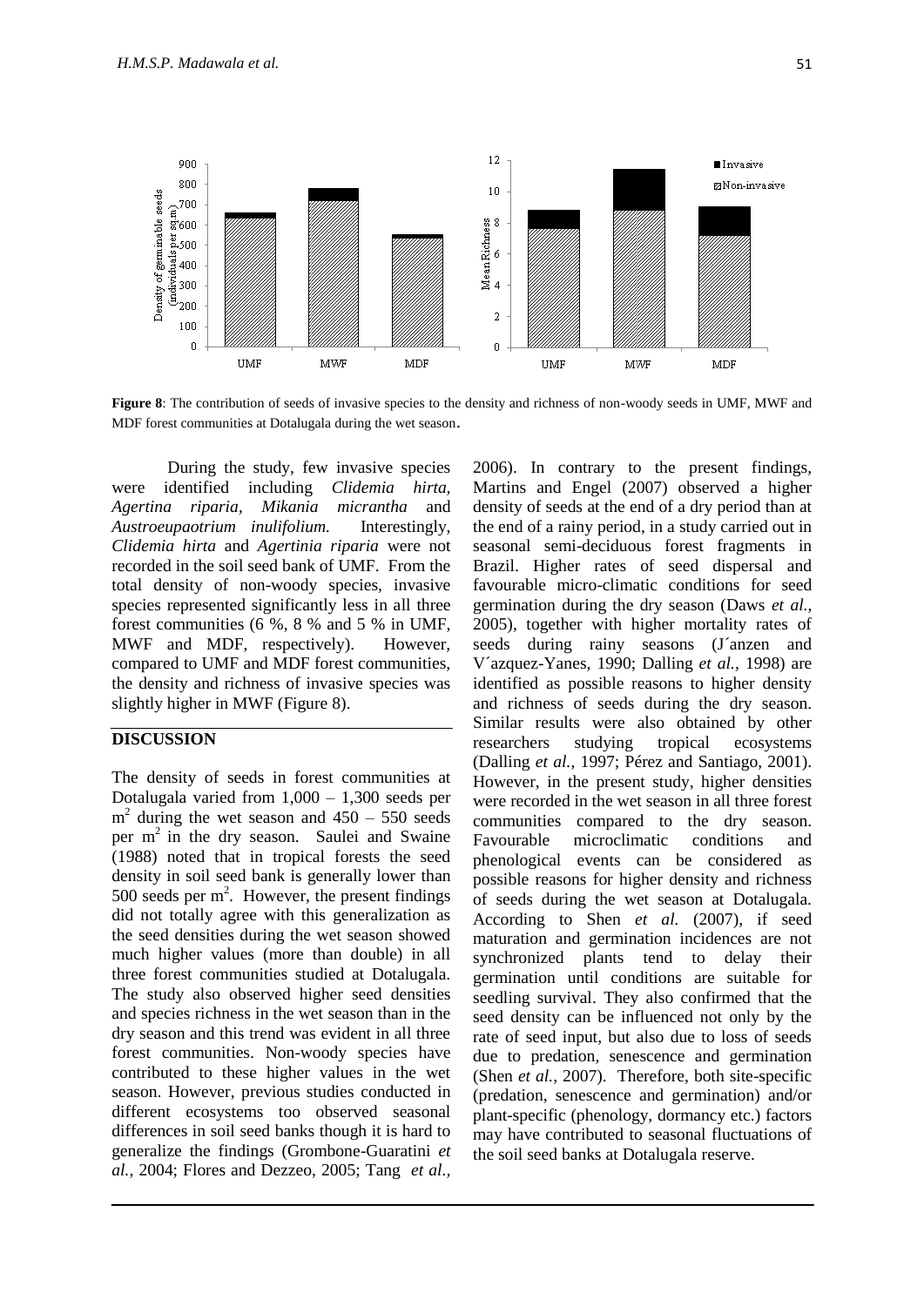**Figure 8**: The contribution of seeds of invasive species to the density and richness of non-woody seeds in UMF, MWF and MDF forest communities at Dotalugala during the wet season.

During the study, few invasive species were identified including *Clidemia hirta, Agertina riparia*, *Mikania micrantha* and *Austroeupaotrium inulifolium.* Interestingly, *Clidemia hirta* and *Agertinia riparia* were not recorded in the soil seed bank of UMF. From the total density of non-woody species, invasive species represented significantly less in all three forest communities (6 %, 8 % and 5 % in UMF, MWF and MDF, respectively). However, compared to UMF and MDF forest communities, the density and richness of invasive species was slightly higher in MWF (Figure 8).

## DISCUSSION

The density of seeds in forest communities at Dotalugala varied from 1,000 – 1,300 seeds per $m^2$ during the wet season and 450 – 550 seeds per $m^2$ in the dry season. Saulei and Swaine (1988) noted that in tropical forests the seed density in soil seed bank is generally lower than 500 seeds per $m^2$. However, the present findings did not totally agree with this generalization as the seed densities during the wet season showed much higher values (more than double) in all three forest communities studied at Dotalugala. The study also observed higher seed densities and species richness in the wet season than in the dry season and this trend was evident in all three forest communities. Non-woody species have contributed to these higher values in the wet season. However, previous studies conducted in different ecosystems too observed seasonal differences in soil seed banks though it is hard to generalize the findings (Grombone-Guaratini *et al.*, 2004; Flores and Dezzeo, 2005; Tang *et al.*, 2006). In contrary to the present findings, Martins and Engel (2007) observed a higher density of seeds at the end of a dry period than at the end of a rainy period, in a study carried out in seasonal semi-deciduous forest fragments in Brazil. Higher rates of seed dispersal and favourable micro-climatic conditions for seed germination during the dry season (Daws *et al.,* 2005), together with higher mortality rates of seeds during rainy seasons (J´anzen and V´azquez-Yanes, 1990; Dalling *et al.,* 1998) are identified as possible reasons to higher density and richness of seeds during the dry season. Similar results were also obtained by other researchers studying tropical ecosystems (Dalling *et al.,* 1997; Pérez and Santiago, 2001). However, in the present study, higher densities were recorded in the wet season in all three forest communities compared to the dry season. Favourable microclimatic conditions and phenological events can be considered as possible reasons for higher density and richness of seeds during the wet season at Dotalugala. According to Shen *et al.* (2007), if seed maturation and germination incidences are not synchronized plants tend to delay their germination until conditions are suitable for seedling survival. They also confirmed that the seed density can be influenced not only by the rate of seed input, but also due to loss of seeds due to predation, senescence and germination (Shen *et al.,* 2007). Therefore, both site-specific (predation, senescence and germination) and/or plant-specific (phenology, dormancy etc.) factors may have contributed to seasonal fluctuations of the soil seed banks at Dotalugala reserve.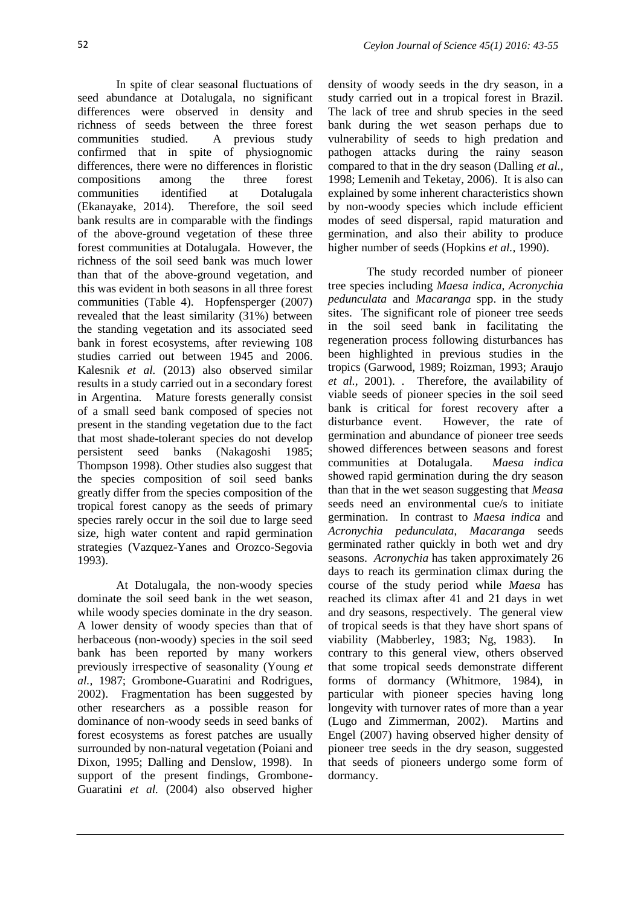In spite of clear seasonal fluctuations of seed abundance at Dotalugala, no significant differences were observed in density and richness of seeds between the three forest communities studied. A previous study confirmed that in spite of physiognomic differences, there were no differences in floristic compositions among the three forest communities identified at Dotalugala (Ekanayake, 2014). Therefore, the soil seed bank results are in comparable with the findings of the above-ground vegetation of these three forest communities at Dotalugala. However, the richness of the soil seed bank was much lower than that of the above-ground vegetation, and this was evident in both seasons in all three forest communities (Table 4). Hopfensperger (2007) revealed that the least similarity (31%) between the standing vegetation and its associated seed bank in forest ecosystems, after reviewing 108 studies carried out between 1945 and 2006. Kalesnik *et al.* (2013) also observed similar results in a study carried out in a secondary forest in Argentina. Mature forests generally consist of a small seed bank composed of species not present in the standing vegetation due to the fact that most shade-tolerant species do not develop persistent seed banks (Nakagoshi 1985; Thompson 1998). Other studies also suggest that the species composition of soil seed banks greatly differ from the species composition of the tropical forest canopy as the seeds of primary species rarely occur in the soil due to large seed size, high water content and rapid germination strategies (Vazquez-Yanes and Orozco-Segovia 1993).

At Dotalugala, the non-woody species dominate the soil seed bank in the wet season, while woody species dominate in the dry season. A lower density of woody species than that of herbaceous (non-woody) species in the soil seed bank has been reported by many workers previously irrespective of seasonality (Young *et al.,* 1987; Grombone-Guaratini and Rodrigues, 2002). Fragmentation has been suggested by other researchers as a possible reason for dominance of non-woody seeds in seed banks of forest ecosystems as forest patches are usually surrounded by non-natural vegetation (Poiani and Dixon, 1995; Dalling and Denslow, 1998). In support of the present findings, Grombone-Guaratini *et al.* (2004) also observed higher density of woody seeds in the dry season, in a study carried out in a tropical forest in Brazil. The lack of tree and shrub species in the seed bank during the wet season perhaps due to vulnerability of seeds to high predation and pathogen attacks during the rainy season compared to that in the dry season (Dalling *et al.,* 1998; Lemenih and Teketay, 2006). It is also can explained by some inherent characteristics shown by non-woody species which include efficient modes of seed dispersal, rapid maturation and germination, and also their ability to produce higher number of seeds (Hopkins *et al.,* 1990).

The study recorded number of pioneer tree species including *Maesa indica, Acronychia pedunculata* and *Macaranga* spp. in the study sites. The significant role of pioneer tree seeds in the soil seed bank in facilitating the regeneration process following disturbances has been highlighted in previous studies in the tropics (Garwood, 1989; Roizman, 1993; Araujo *et al.,* 2001). . Therefore, the availability of viable seeds of pioneer species in the soil seed bank is critical for forest recovery after a disturbance event. However, the rate of germination and abundance of pioneer tree seeds showed differences between seasons and forest communities at Dotalugala. *Maesa indica* showed rapid germination during the dry season than that in the wet season suggesting that *Measa* seeds need an environmental cue/s to initiate germination. In contrast to *Maesa indica* and *Acronychia pedunculata*, *Macaranga* seeds germinated rather quickly in both wet and dry seasons. *Acronychia* has taken approximately 26 days to reach its germination climax during the course of the study period while *Maesa* has reached its climax after 41 and 21 days in wet and dry seasons, respectively. The general view of tropical seeds is that they have short spans of viability (Mabberley, 1983; Ng, 1983). In contrary to this general view, others observed that some tropical seeds demonstrate different forms of dormancy (Whitmore, 1984), in particular with pioneer species having long longevity with turnover rates of more than a year (Lugo and Zimmerman, 2002). Martins and Engel (2007) having observed higher density of pioneer tree seeds in the dry season, suggested that seeds of pioneers undergo some form of dormancy.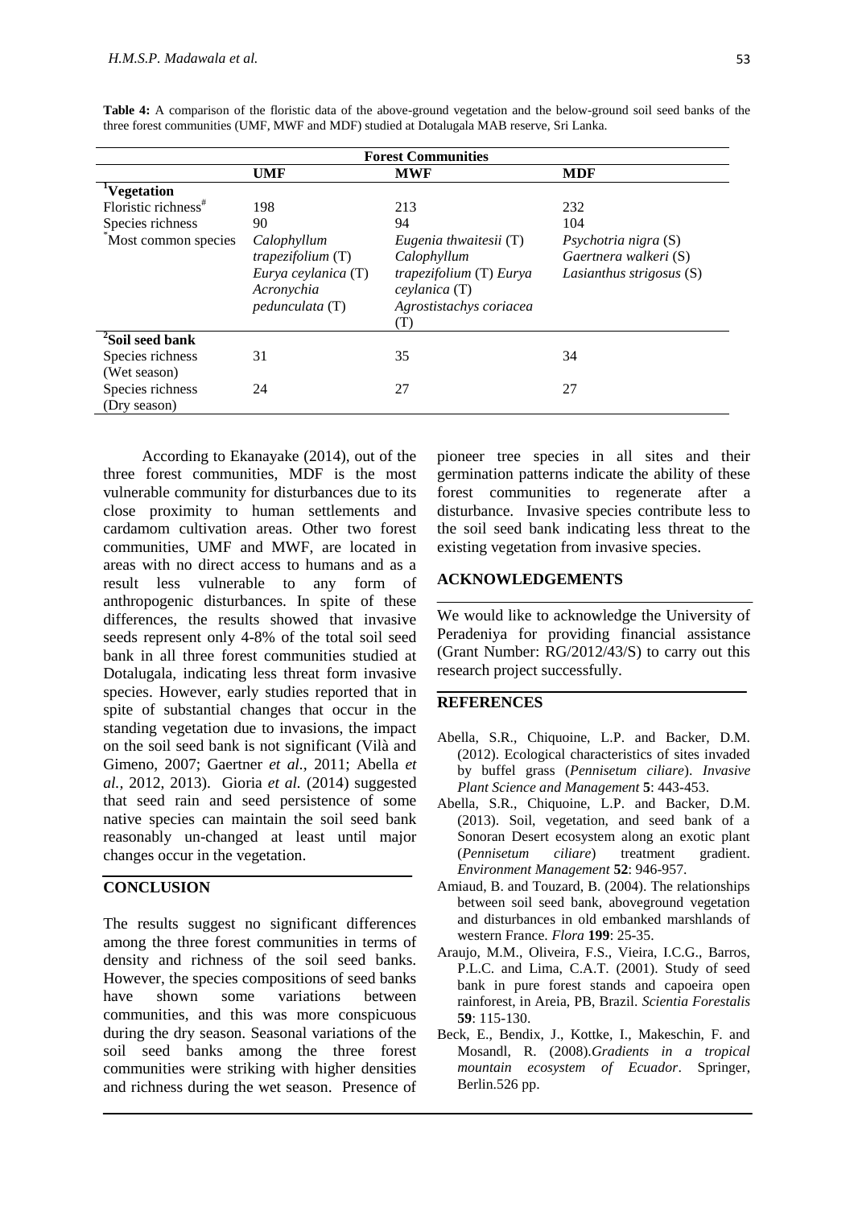**Table 4:** A comparison of the floristic data of the above-ground vegetation and the below-ground soil seed banks of the three forest communities (UMF, MWF and MDF) studied at Dotalugala MAB reserve, Sri Lanka.

| | Forest Communities | | |
|---|---|---|---|
| | **UMF** | **MWF** | **MDF** |
| **[1]Vegetation** | | | |
| Floristic richness[#] | 198 | 213 | 232 |
| Species richness | 90 | 94 | 104 |
| [*]Most common species | *Calophyllum trapezifolium* (T) *Eurya ceylanica* (T) *Acronychia pedunculata* (T) | *Eugenia thwaitesii* (T) *Calophyllum trapezifolium* (T) *Eurya ceylanica* (T) *Agrostistachys coriacea* (T) | *Psychotria nigra* (S) *Gaertnera walkeri* (S) *Lasianthus strigosus* (S) |
| **[2]Soil seed bank** | | | |
| Species richness (Wet season) | 31 | 35 | 34 |
| Species richness (Dry season) | 24 | 27 | 27 |

According to Ekanayake (2014), out of the three forest communities, MDF is the most vulnerable community for disturbances due to its close proximity to human settlements and cardamom cultivation areas. Other two forest communities, UMF and MWF, are located in areas with no direct access to humans and as a result less vulnerable to any form of anthropogenic disturbances. In spite of these differences, the results showed that invasive seeds represent only 4-8% of the total soil seed bank in all three forest communities studied at Dotalugala, indicating less threat form invasive species. However, early studies reported that in spite of substantial changes that occur in the standing vegetation due to invasions, the impact on the soil seed bank is not significant (Vilà and Gimeno, 2007; Gaertner *et al.*, 2011; Abella *et al.*, 2012, 2013). Gioria *et al.* (2014) suggested that seed rain and seed persistence of some native species can maintain the soil seed bank reasonably un-changed at least until major changes occur in the vegetation.

## CONCLUSION

The results suggest no significant differences among the three forest communities in terms of density and richness of the soil seed banks. However, the species compositions of seed banks have shown some variations between communities, and this was more conspicuous during the dry season. Seasonal variations of the soil seed banks among the three forest communities were striking with higher densities and richness during the wet season. Presence of pioneer tree species in all sites and their germination patterns indicate the ability of these forest communities to regenerate after a disturbance. Invasive species contribute less to the soil seed bank indicating less threat to the existing vegetation from invasive species.

## ACKNOWLEDGEMENTS

We would like to acknowledge the University of Peradeniya for providing financial assistance (Grant Number: RG/2012/43/S) to carry out this research project successfully.

## REFERENCES

Abella, S.R., Chiquoine, L.P. and Backer, D.M. (2012). Ecological characteristics of sites invaded by buffel grass (*Pennisetum ciliare*). *Invasive Plant Science and Management* **5**: 443-453.

Abella, S.R., Chiquoine, L.P. and Backer, D.M. (2013). Soil, vegetation, and seed bank of a Sonoran Desert ecosystem along an exotic plant (*Pennisetum ciliare*) treatment gradient. *Environment Management* **52**: 946-957.

Amiaud, B. and Touzard, B. (2004). The relationships between soil seed bank, aboveground vegetation and disturbances in old embanked marshlands of western France. *Flora* **199**: 25-35.

Araujo, M.M., Oliveira, F.S., Vieira, I.C.G., Barros, P.L.C. and Lima, C.A.T. (2001). Study of seed bank in pure forest stands and capoeira open rainforest, in Areia, PB, Brazil. *Scientia Forestalis* **59**: 115-130.

Beck, E., Bendix, J., Kottke, I., Makeschin, F. and Mosandl, R. (2008).*Gradients in a tropical mountain ecosystem of Ecuador*. Springer, Berlin.526 pp.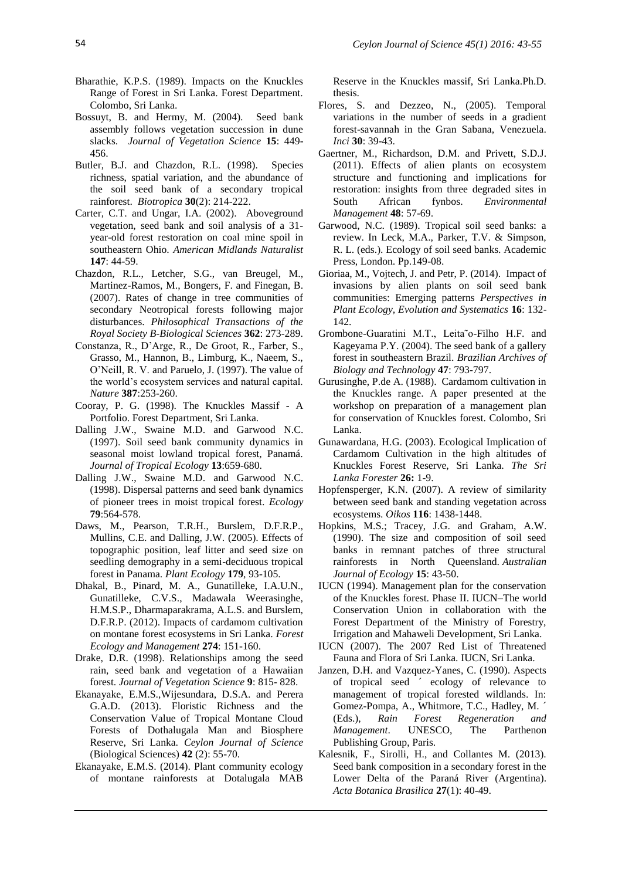Bharathie, K.P.S. (1989). Impacts on the Knuckles Range of Forest in Sri Lanka. Forest Department. Colombo, Sri Lanka.

Bossuyt, B. and Hermy, M. (2004). Seed bank assembly follows vegetation succession in dune slacks. *Journal of Vegetation Science* **15**: 449-456.

Butler, B.J. and Chazdon, R.L. (1998). Species richness, spatial variation, and the abundance of the soil seed bank of a secondary tropical rainforest. *Biotropica* **30**(2): 214-222.

Carter, C.T. and Ungar, I.A. (2002). Aboveground vegetation, seed bank and soil analysis of a 31-year-old forest restoration on coal mine spoil in southeastern Ohio. *American Midlands Naturalist* **147**: 44-59.

Chazdon, R.L., Letcher, S.G., van Breugel, M., Martinez-Ramos, M., Bongers, F. and Finegan, B. (2007). Rates of change in tree communities of secondary Neotropical forests following major disturbances. *Philosophical Transactions of the Royal Society B-Biological Sciences* **362**: 273-289.

Constanza, R., D'Arge, R., De Groot, R., Farber, S., Grasso, M., Hannon, B., Limburg, K., Naeem, S., O'Neill, R. V. and Paruelo, J. (1997). The value of the world's ecosystem services and natural capital. *Nature* **387**:253-260.

Cooray, P. G. (1998). The Knuckles Massif - A Portfolio. Forest Department, Sri Lanka.

Dalling J.W., Swaine M.D. and Garwood N.C. (1997). Soil seed bank community dynamics in seasonal moist lowland tropical forest, Panamá. *Journal of Tropical Ecology* **13**:659-680.

Dalling J.W., Swaine M.D. and Garwood N.C. (1998). Dispersal patterns and seed bank dynamics of pioneer trees in moist tropical forest. *Ecology* **79**:564-578.

Daws, M., Pearson, T.R.H., Burslem, D.F.R.P., Mullins, C.E. and Dalling, J.W. (2005). Effects of topographic position, leaf litter and seed size on seedling demography in a semi-deciduous tropical forest in Panama. *Plant Ecology* **179**, 93-105.

Dhakal, B., Pinard, M. A., Gunatilleke, I.A.U.N., Gunatilleke, C.V.S., Madawala Weerasinghe, H.M.S.P., Dharmaparakrama, A.L.S. and Burslem, D.F.R.P. (2012). Impacts of cardamom cultivation on montane forest ecosystems in Sri Lanka. *Forest Ecology and Management* **274**: 151-160.

Drake, D.R. (1998). Relationships among the seed rain, seed bank and vegetation of a Hawaiian forest. *Journal of Vegetation Science* **9**: 815- 828.

Ekanayake, E.M.S.,Wijesundara, D.S.A. and Perera G.A.D. (2013). Floristic Richness and the Conservation Value of Tropical Montane Cloud Forests of Dothalugala Man and Biosphere Reserve, Sri Lanka. *Ceylon Journal of Science* (Biological Sciences) **42** (2): 55-70.

Ekanayake, E.M.S. (2014). Plant community ecology of montane rainforests at Dotalugala MAB Reserve in the Knuckles massif, Sri Lanka.Ph.D. thesis.

Flores, S. and Dezzeo, N., (2005). Temporal variations in the number of seeds in a gradient forest-savannah in the Gran Sabana, Venezuela. *Inci* **30**: 39-43.

Gaertner, M., Richardson, D.M. and Privett, S.D.J. (2011). Effects of alien plants on ecosystem structure and functioning and implications for restoration: insights from three degraded sites in South African fynbos. *Environmental Management* **48**: 57-69.

Garwood, N.C. (1989). Tropical soil seed banks: a review. In Leck, M.A., Parker, T.V. & Simpson, R. L. (eds.). Ecology of soil seed banks. Academic Press, London. Pp.149-08.

Gioriaa, M., Vojtech, J. and Petr, P. (2014). Impact of invasions by alien plants on soil seed bank communities: Emerging patterns *Perspectives in Plant Ecology, Evolution and Systematics* **16**: 132-142.

Grombone-Guaratini M.T., Leitaˇo-Filho H.F. and Kageyama P.Y. (2004). The seed bank of a gallery forest in southeastern Brazil. *Brazilian Archives of Biology and Technology* **47**: 793-797.

Gurusinghe, P.de A. (1988). Cardamom cultivation in the Knuckles range. A paper presented at the workshop on preparation of a management plan for conservation of Knuckles forest. Colombo, Sri Lanka.

Gunawardana, H.G. (2003). Ecological Implication of Cardamom Cultivation in the high altitudes of Knuckles Forest Reserve, Sri Lanka. *The Sri Lanka Forester* **26:** 1-9.

Hopfensperger, K.N. (2007). A review of similarity between seed bank and standing vegetation across ecosystems. *Oikos* **116**: 1438-1448.

Hopkins, M.S.; Tracey, J.G. and Graham, A.W. (1990). The size and composition of soil seed banks in remnant patches of three structural rainforests in North Queensland. *Australian Journal of Ecology* **15**: 43-50.

IUCN (1994). Management plan for the conservation of the Knuckles forest. Phase II. IUCN–The world Conservation Union in collaboration with the Forest Department of the Ministry of Forestry, Irrigation and Mahaweli Development, Sri Lanka.

IUCN (2007). The 2007 Red List of Threatened Fauna and Flora of Sri Lanka. IUCN, Sri Lanka.

Janzen, D.H. and Vazquez-Yanes, C. (1990). Aspects of tropical seed ´ ecology of relevance to management of tropical forested wildlands. In: Gomez-Pompa, A., Whitmore, T.C., Hadley, M. ´ (Eds.), *Rain Forest Regeneration and Management*. UNESCO, The Parthenon Publishing Group, Paris.

Kalesnik, F., Sirolli, H., and Collantes M. (2013). Seed bank composition in a secondary forest in the Lower Delta of the Paraná River (Argentina). *Acta Botanica Brasilica* **27**(1): 40-49.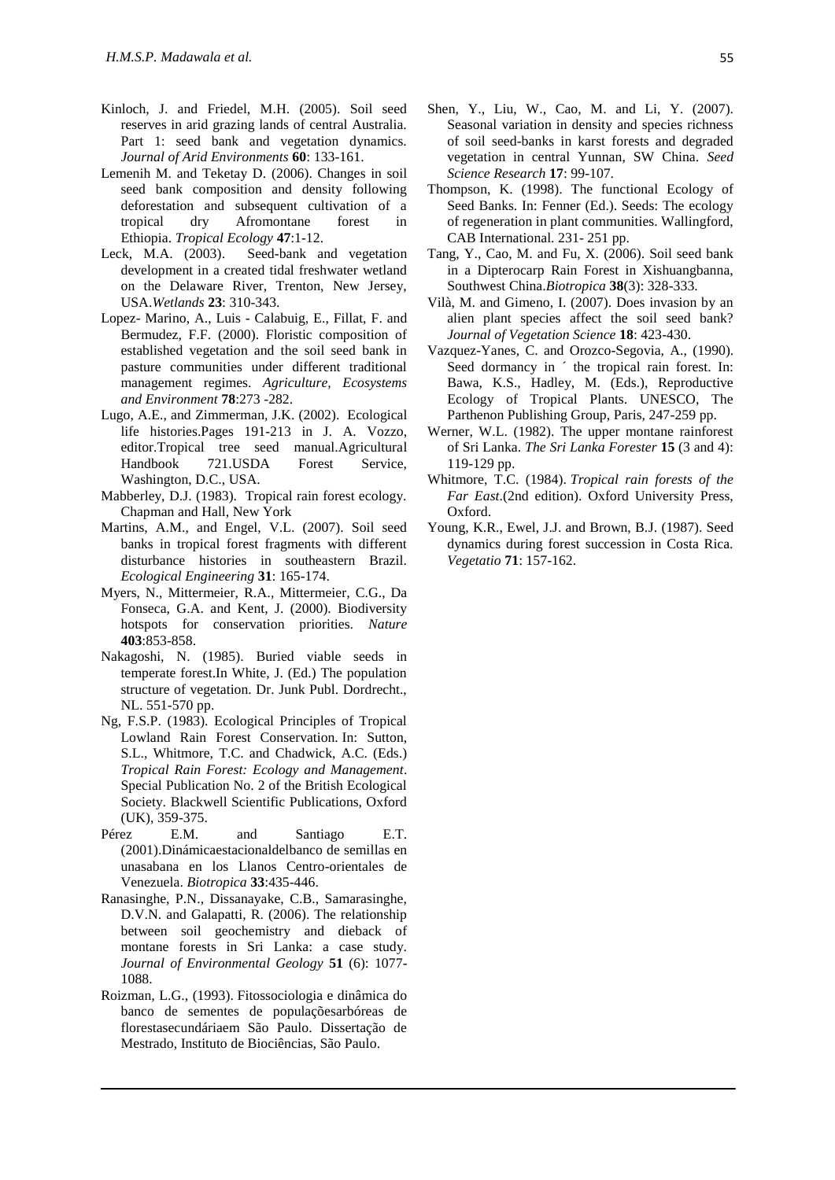Kinloch, J. and Friedel, M.H. (2005). Soil seed reserves in arid grazing lands of central Australia. Part 1: seed bank and vegetation dynamics. *Journal of Arid Environments* **60**: 133-161.

Lemenih M. and Teketay D. (2006). Changes in soil seed bank composition and density following deforestation and subsequent cultivation of a tropical dry Afromontane forest in Ethiopia. *Tropical Ecology* **47**:1-12.

Leck, M.A. (2003). Seed-bank and vegetation development in a created tidal freshwater wetland on the Delaware River, Trenton, New Jersey, USA.*Wetlands* **23**: 310-343.

Lopez- Marino, A., Luis - Calabuig, E., Fillat, F. and Bermudez, F.F. (2000). Floristic composition of established vegetation and the soil seed bank in pasture communities under different traditional management regimes. *Agriculture, Ecosystems and Environment* **78**:273 -282.

Lugo, A.E., and Zimmerman, J.K. (2002). Ecological life histories.Pages 191-213 in J. A. Vozzo, editor.Tropical tree seed manual.Agricultural Handbook 721.USDA Forest Service, Washington, D.C., USA.

Mabberley, D.J. (1983). Tropical rain forest ecology. Chapman and Hall, New York

Martins, A.M., and Engel, V.L. (2007). Soil seed banks in tropical forest fragments with different disturbance histories in southeastern Brazil. *Ecological Engineering* **31**: 165-174.

Myers, N., Mittermeier, R.A., Mittermeier, C.G., Da Fonseca, G.A. and Kent, J. (2000). Biodiversity hotspots for conservation priorities. *Nature* **403**:853-858.

Nakagoshi, N. (1985). Buried viable seeds in temperate forest.In White, J. (Ed.) The population structure of vegetation. Dr. Junk Publ. Dordrecht., NL. 551-570 pp.

Ng, F.S.P. (1983). Ecological Principles of Tropical Lowland Rain Forest Conservation. In: Sutton, S.L., Whitmore, T.C. and Chadwick, A.C. (Eds.) *Tropical Rain Forest: Ecology and Management*. Special Publication No. 2 of the British Ecological Society. Blackwell Scientific Publications, Oxford (UK), 359-375.

Pérez E.M. and Santiago E.T. (2001).Dinámicaestacionaldelbanco de semillas en unasabana en los Llanos Centro-orientales de Venezuela. *Biotropica* **33**:435-446.

Ranasinghe, P.N., Dissanayake, C.B., Samarasinghe, D.V.N. and Galapatti, R. (2006). The relationship between soil geochemistry and dieback of montane forests in Sri Lanka: a case study. *Journal of Environmental Geology* **51** (6): 1077-1088.

Roizman, L.G., (1993). Fitossociologia e dinâmica do banco de sementes de populaçõesarbóreas de florestasecundáriaem São Paulo. Dissertação de Mestrado, Instituto de Biociências, São Paulo.

Shen, Y., Liu, W., Cao, M. and Li, Y. (2007). Seasonal variation in density and species richness of soil seed-banks in karst forests and degraded vegetation in central Yunnan, SW China. *Seed Science Research* **17**: 99-107.

Thompson, K. (1998). The functional Ecology of Seed Banks. In: Fenner (Ed.). Seeds: The ecology of regeneration in plant communities. Wallingford, CAB International. 231- 251 pp.

Tang, Y., Cao, M. and Fu, X. (2006). Soil seed bank in a Dipterocarp Rain Forest in Xishuangbanna, Southwest China.*Biotropica* **38**(3): 328-333.

Vilà, M. and Gimeno, I. (2007). Does invasion by an alien plant species affect the soil seed bank? *Journal of Vegetation Science* **18**: 423-430.

Vazquez-Yanes, C. and Orozco-Segovia, A., (1990). Seed dormancy in ´ the tropical rain forest. In: Bawa, K.S., Hadley, M. (Eds.), Reproductive Ecology of Tropical Plants. UNESCO, The Parthenon Publishing Group, Paris, 247-259 pp.

Werner, W.L. (1982). The upper montane rainforest of Sri Lanka. *The Sri Lanka Forester* **15** (3 and 4): 119-129 pp.

Whitmore, T.C. (1984). *Tropical rain forests of the Far East*.(2nd edition). Oxford University Press, Oxford.

Young, K.R., Ewel, J.J. and Brown, B.J. (1987). Seed dynamics during forest succession in Costa Rica. *Vegetatio* **71**: 157-162.